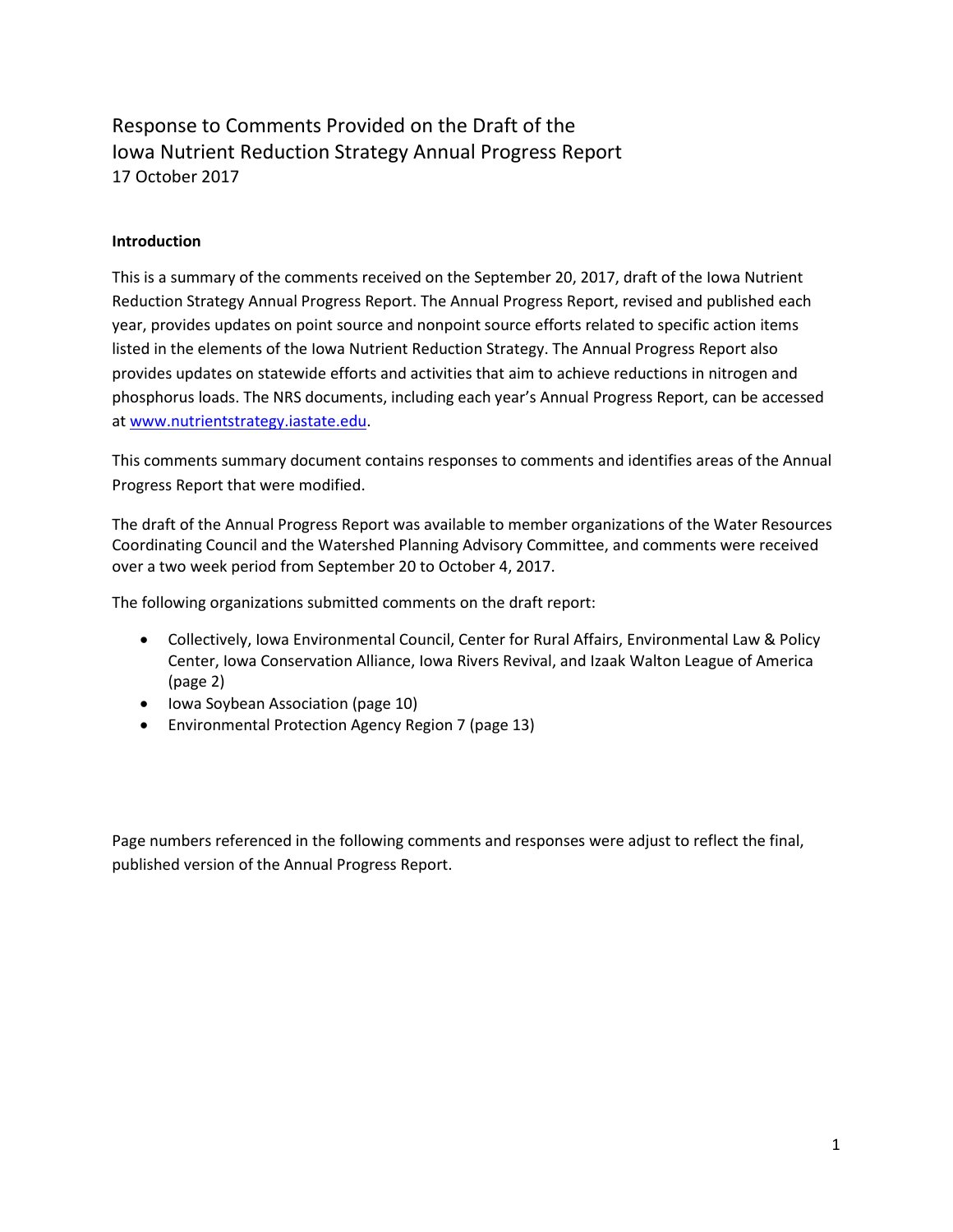# Response to Comments Provided on the Draft of the Iowa Nutrient Reduction Strategy Annual Progress Report

17 October 2017

### Introduction

This is a summary of the comments received on the September 20, 2017, draft of the Iowa Nutrient Reduction Strategy Annual Progress Report. The Annual Progress Report, revised and published each year, provides updates on point source and nonpoint source efforts related to specific action items listed in the elements of the Iowa Nutrient Reduction Strategy. The Annual Progress Report also provides updates on statewide efforts and activities that aim to achieve reductions in nitrogen and phosphorus loads. The NRS documents, including each year's Annual Progress Report, can be accessed at [www.nutrientstrategy.iastate.edu](www.nutrientstrategy.iastate.edu).

This comments summary document contains responses to comments and identifies areas of the Annual Progress Report that were modified.

The draft of the Annual Progress Report was available to member organizations of the Water Resources Coordinating Council and the Watershed Planning Advisory Committee, and comments were received over a two week period from September 20 to October 4, 2017.

The following organizations submitted comments on the draft report:

- Collectively, Iowa Environmental Council, Center for Rural Affairs, Environmental Law & Policy Center, Iowa Conservation Alliance, Iowa Rivers Revival, and Izaak Walton League of America (page 2)
- Iowa Soybean Association (page 10)
- Environmental Protection Agency Region 7 (page 13)

Page numbers referenced in the following comments and responses were adjust to reflect the final, published version of the Annual Progress Report.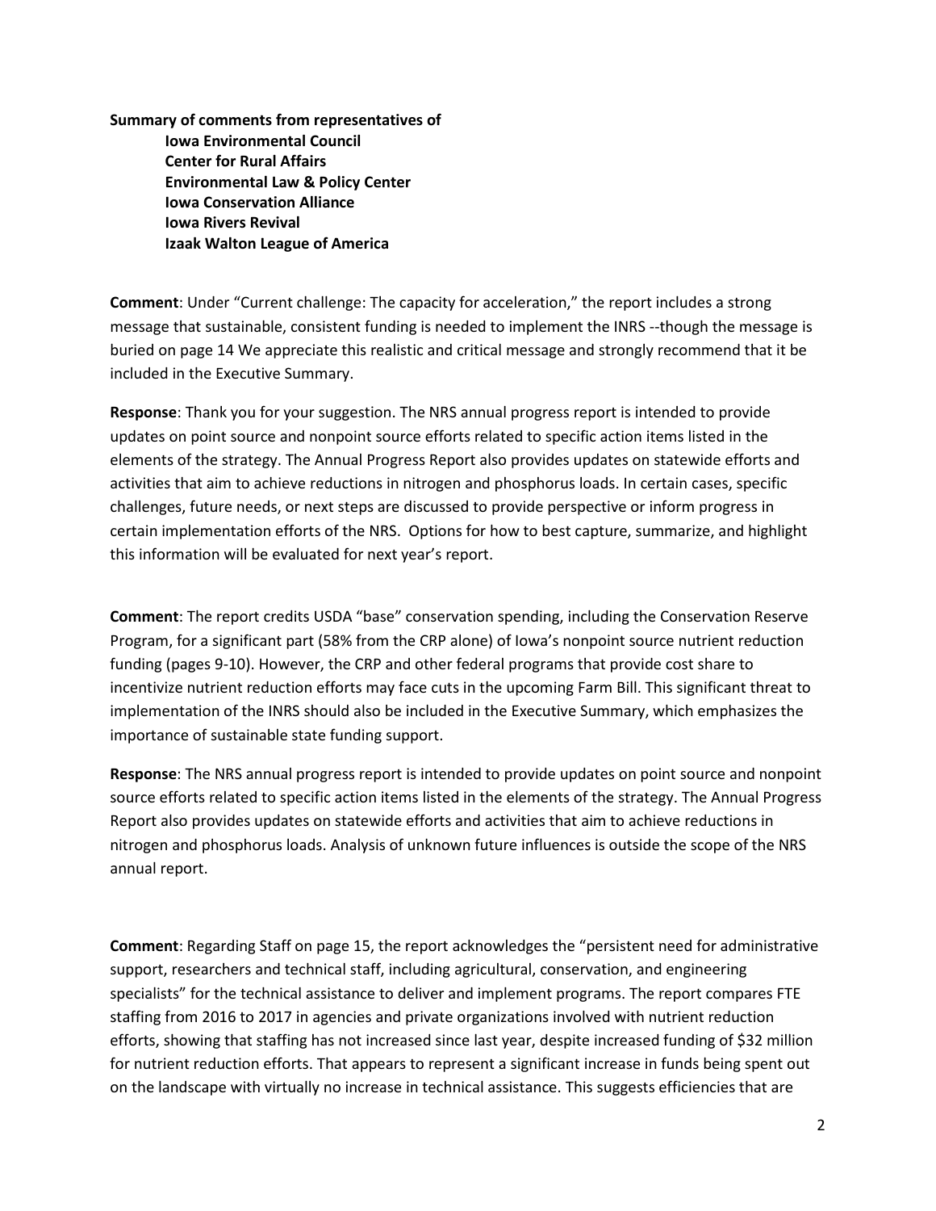**Summary of comments from representatives of**

**Iowa Environmental Council**
**Center for Rural Affairs**
**Environmental Law & Policy Center**
**Iowa Conservation Alliance**
**Iowa Rivers Revival**
**Izaak Walton League of America**

**Comment**: Under "Current challenge: The capacity for acceleration," the report includes a strong message that sustainable, consistent funding is needed to implement the INRS --though the message is buried on page 14 We appreciate this realistic and critical message and strongly recommend that it be included in the Executive Summary.

**Response**: Thank you for your suggestion. The NRS annual progress report is intended to provide updates on point source and nonpoint source efforts related to specific action items listed in the elements of the strategy. The Annual Progress Report also provides updates on statewide efforts and activities that aim to achieve reductions in nitrogen and phosphorus loads. In certain cases, specific challenges, future needs, or next steps are discussed to provide perspective or inform progress in certain implementation efforts of the NRS. Options for how to best capture, summarize, and highlight this information will be evaluated for next year's report.

**Comment**: The report credits USDA "base" conservation spending, including the Conservation Reserve Program, for a significant part (58% from the CRP alone) of Iowa's nonpoint source nutrient reduction funding (pages 9-10). However, the CRP and other federal programs that provide cost share to incentivize nutrient reduction efforts may face cuts in the upcoming Farm Bill. This significant threat to implementation of the INRS should also be included in the Executive Summary, which emphasizes the importance of sustainable state funding support.

**Response**: The NRS annual progress report is intended to provide updates on point source and nonpoint source efforts related to specific action items listed in the elements of the strategy. The Annual Progress Report also provides updates on statewide efforts and activities that aim to achieve reductions in nitrogen and phosphorus loads. Analysis of unknown future influences is outside the scope of the NRS annual report.

**Comment**: Regarding Staff on page 15, the report acknowledges the "persistent need for administrative support, researchers and technical staff, including agricultural, conservation, and engineering specialists" for the technical assistance to deliver and implement programs. The report compares FTE staffing from 2016 to 2017 in agencies and private organizations involved with nutrient reduction efforts, showing that staffing has not increased since last year, despite increased funding of $32 million for nutrient reduction efforts. That appears to represent a significant increase in funds being spent out on the landscape with virtually no increase in technical assistance. This suggests efficiencies that are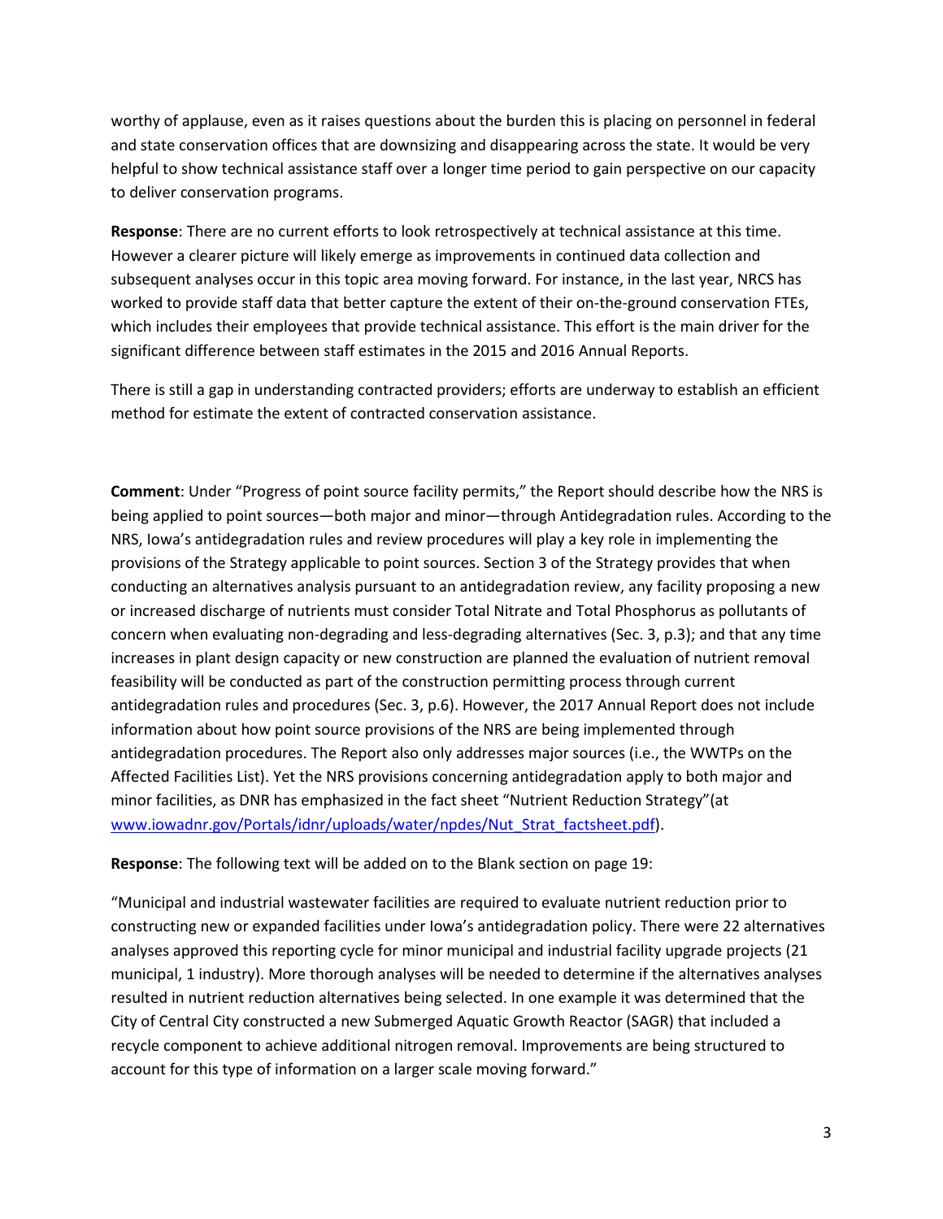worthy of applause, even as it raises questions about the burden this is placing on personnel in federal and state conservation offices that are downsizing and disappearing across the state. It would be very helpful to show technical assistance staff over a longer time period to gain perspective on our capacity to deliver conservation programs.

**Response**: There are no current efforts to look retrospectively at technical assistance at this time. However a clearer picture will likely emerge as improvements in continued data collection and subsequent analyses occur in this topic area moving forward. For instance, in the last year, NRCS has worked to provide staff data that better capture the extent of their on-the-ground conservation FTEs, which includes their employees that provide technical assistance. This effort is the main driver for the significant difference between staff estimates in the 2015 and 2016 Annual Reports.

There is still a gap in understanding contracted providers; efforts are underway to establish an efficient method for estimate the extent of contracted conservation assistance.

**Comment**: Under "Progress of point source facility permits," the Report should describe how the NRS is being applied to point sources—both major and minor—through Antidegradation rules. According to the NRS, Iowa's antidegradation rules and review procedures will play a key role in implementing the provisions of the Strategy applicable to point sources. Section 3 of the Strategy provides that when conducting an alternatives analysis pursuant to an antidegradation review, any facility proposing a new or increased discharge of nutrients must consider Total Nitrate and Total Phosphorus as pollutants of concern when evaluating non-degrading and less-degrading alternatives (Sec. 3, p.3); and that any time increases in plant design capacity or new construction are planned the evaluation of nutrient removal feasibility will be conducted as part of the construction permitting process through current antidegradation rules and procedures (Sec. 3, p.6). However, the 2017 Annual Report does not include information about how point source provisions of the NRS are being implemented through antidegradation procedures. The Report also only addresses major sources (i.e., the WWTPs on the Affected Facilities List). Yet the NRS provisions concerning antidegradation apply to both major and minor facilities, as DNR has emphasized in the fact sheet "Nutrient Reduction Strategy"(at www.iowadnr.gov/Portals/idnr/uploads/water/npdes/Nut_Strat_factsheet.pdf).

**Response**: The following text will be added on to the Blank section on page 19:

"Municipal and industrial wastewater facilities are required to evaluate nutrient reduction prior to constructing new or expanded facilities under Iowa's antidegradation policy. There were 22 alternatives analyses approved this reporting cycle for minor municipal and industrial facility upgrade projects (21 municipal, 1 industry). More thorough analyses will be needed to determine if the alternatives analyses resulted in nutrient reduction alternatives being selected. In one example it was determined that the City of Central City constructed a new Submerged Aquatic Growth Reactor (SAGR) that included a recycle component to achieve additional nitrogen removal. Improvements are being structured to account for this type of information on a larger scale moving forward."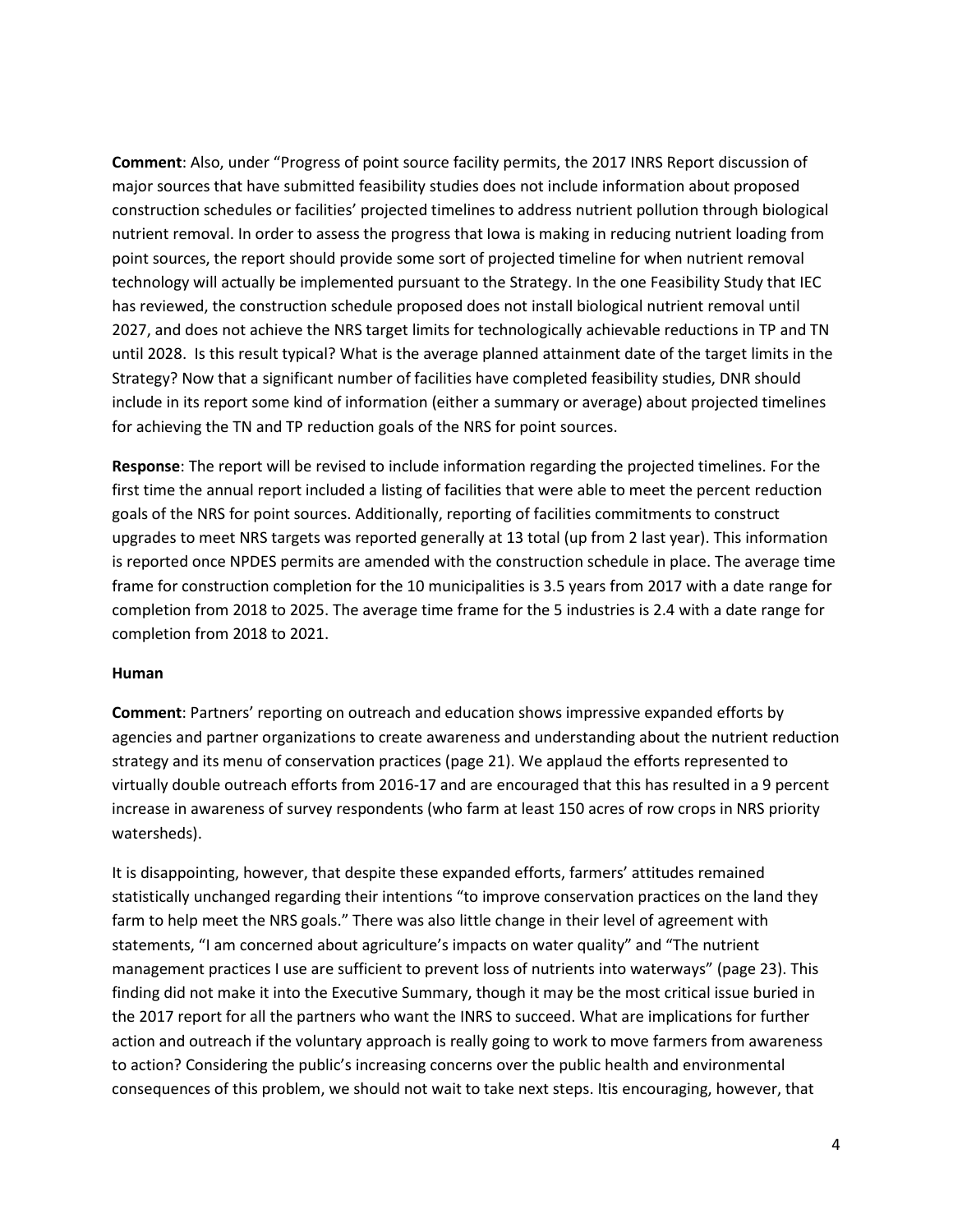**Comment**: Also, under "Progress of point source facility permits, the 2017 INRS Report discussion of major sources that have submitted feasibility studies does not include information about proposed construction schedules or facilities' projected timelines to address nutrient pollution through biological nutrient removal. In order to assess the progress that Iowa is making in reducing nutrient loading from point sources, the report should provide some sort of projected timeline for when nutrient removal technology will actually be implemented pursuant to the Strategy. In the one Feasibility Study that IEC has reviewed, the construction schedule proposed does not install biological nutrient removal until 2027, and does not achieve the NRS target limits for technologically achievable reductions in TP and TN until 2028. Is this result typical? What is the average planned attainment date of the target limits in the Strategy? Now that a significant number of facilities have completed feasibility studies, DNR should include in its report some kind of information (either a summary or average) about projected timelines for achieving the TN and TP reduction goals of the NRS for point sources.

**Response**: The report will be revised to include information regarding the projected timelines. For the first time the annual report included a listing of facilities that were able to meet the percent reduction goals of the NRS for point sources. Additionally, reporting of facilities commitments to construct upgrades to meet NRS targets was reported generally at 13 total (up from 2 last year). This information is reported once NPDES permits are amended with the construction schedule in place. The average time frame for construction completion for the 10 municipalities is 3.5 years from 2017 with a date range for completion from 2018 to 2025. The average time frame for the 5 industries is 2.4 with a date range for completion from 2018 to 2021.

**Human**

**Comment**: Partners' reporting on outreach and education shows impressive expanded efforts by agencies and partner organizations to create awareness and understanding about the nutrient reduction strategy and its menu of conservation practices (page 21). We applaud the efforts represented to virtually double outreach efforts from 2016-17 and are encouraged that this has resulted in a 9 percent increase in awareness of survey respondents (who farm at least 150 acres of row crops in NRS priority watersheds).

It is disappointing, however, that despite these expanded efforts, farmers' attitudes remained statistically unchanged regarding their intentions "to improve conservation practices on the land they farm to help meet the NRS goals." There was also little change in their level of agreement with statements, "I am concerned about agriculture's impacts on water quality" and "The nutrient management practices I use are sufficient to prevent loss of nutrients into waterways" (page 23). This finding did not make it into the Executive Summary, though it may be the most critical issue buried in the 2017 report for all the partners who want the INRS to succeed. What are implications for further action and outreach if the voluntary approach is really going to work to move farmers from awareness to action? Considering the public's increasing concerns over the public health and environmental consequences of this problem, we should not wait to take next steps. Itis encouraging, however, that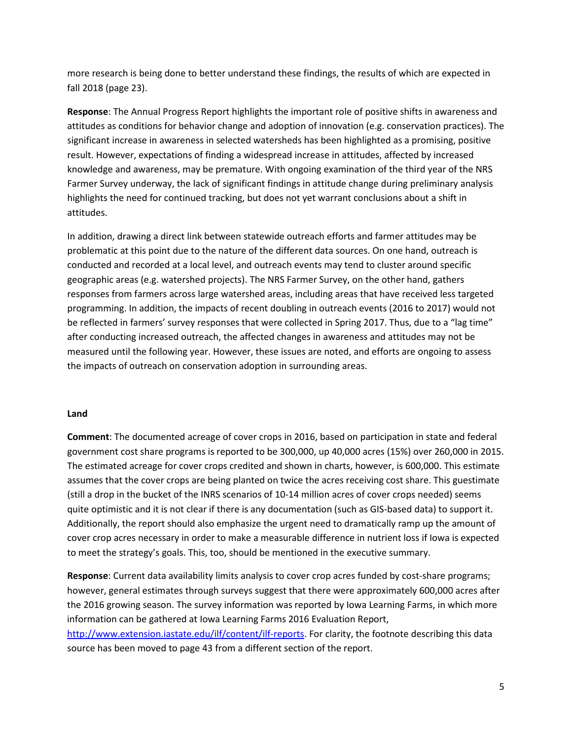more research is being done to better understand these findings, the results of which are expected in fall 2018 (page 23).

**Response**: The Annual Progress Report highlights the important role of positive shifts in awareness and attitudes as conditions for behavior change and adoption of innovation (e.g. conservation practices). The significant increase in awareness in selected watersheds has been highlighted as a promising, positive result. However, expectations of finding a widespread increase in attitudes, affected by increased knowledge and awareness, may be premature. With ongoing examination of the third year of the NRS Farmer Survey underway, the lack of significant findings in attitude change during preliminary analysis highlights the need for continued tracking, but does not yet warrant conclusions about a shift in attitudes.

In addition, drawing a direct link between statewide outreach efforts and farmer attitudes may be problematic at this point due to the nature of the different data sources. On one hand, outreach is conducted and recorded at a local level, and outreach events may tend to cluster around specific geographic areas (e.g. watershed projects). The NRS Farmer Survey, on the other hand, gathers responses from farmers across large watershed areas, including areas that have received less targeted programming. In addition, the impacts of recent doubling in outreach events (2016 to 2017) would not be reflected in farmers' survey responses that were collected in Spring 2017. Thus, due to a "lag time" after conducting increased outreach, the affected changes in awareness and attitudes may not be measured until the following year. However, these issues are noted, and efforts are ongoing to assess the impacts of outreach on conservation adoption in surrounding areas.

**Land**

**Comment**: The documented acreage of cover crops in 2016, based on participation in state and federal government cost share programs is reported to be 300,000, up 40,000 acres (15%) over 260,000 in 2015. The estimated acreage for cover crops credited and shown in charts, however, is 600,000. This estimate assumes that the cover crops are being planted on twice the acres receiving cost share. This guestimate (still a drop in the bucket of the INRS scenarios of 10-14 million acres of cover crops needed) seems quite optimistic and it is not clear if there is any documentation (such as GIS-based data) to support it. Additionally, the report should also emphasize the urgent need to dramatically ramp up the amount of cover crop acres necessary in order to make a measurable difference in nutrient loss if Iowa is expected to meet the strategy's goals. This, too, should be mentioned in the executive summary.

**Response**: Current data availability limits analysis to cover crop acres funded by cost-share programs; however, general estimates through surveys suggest that there were approximately 600,000 acres after the 2016 growing season. The survey information was reported by Iowa Learning Farms, in which more information can be gathered at Iowa Learning Farms 2016 Evaluation Report, [http://www.extension.iastate.edu/ilf/content/ilf-reports](http://www.extension.iastate.edu/ilf/content/ilf-reports). For clarity, the footnote describing this data source has been moved to page 43 from a different section of the report.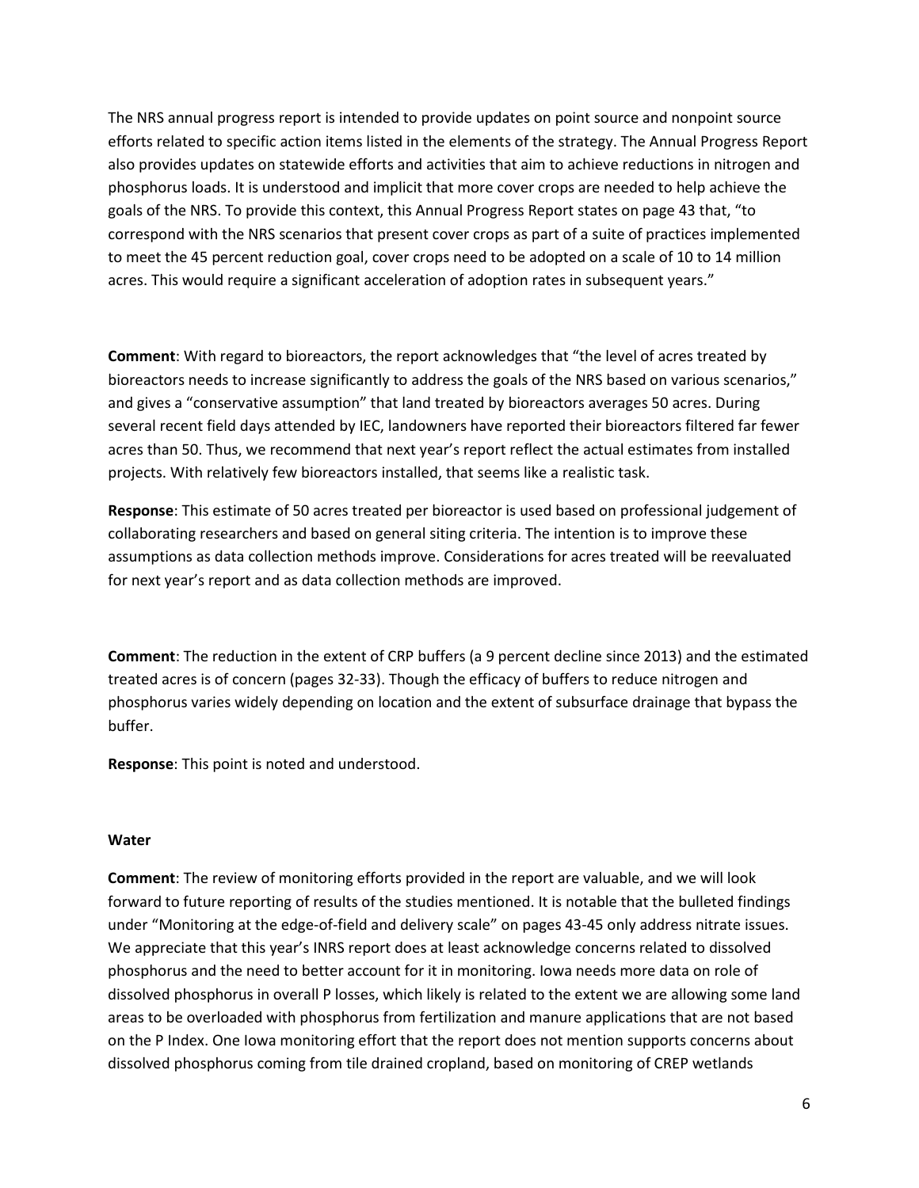The NRS annual progress report is intended to provide updates on point source and nonpoint source efforts related to specific action items listed in the elements of the strategy. The Annual Progress Report also provides updates on statewide efforts and activities that aim to achieve reductions in nitrogen and phosphorus loads. It is understood and implicit that more cover crops are needed to help achieve the goals of the NRS. To provide this context, this Annual Progress Report states on page 43 that, "to correspond with the NRS scenarios that present cover crops as part of a suite of practices implemented to meet the 45 percent reduction goal, cover crops need to be adopted on a scale of 10 to 14 million acres. This would require a significant acceleration of adoption rates in subsequent years."

**Comment**: With regard to bioreactors, the report acknowledges that "the level of acres treated by bioreactors needs to increase significantly to address the goals of the NRS based on various scenarios," and gives a "conservative assumption" that land treated by bioreactors averages 50 acres. During several recent field days attended by IEC, landowners have reported their bioreactors filtered far fewer acres than 50. Thus, we recommend that next year's report reflect the actual estimates from installed projects. With relatively few bioreactors installed, that seems like a realistic task.

**Response**: This estimate of 50 acres treated per bioreactor is used based on professional judgement of collaborating researchers and based on general siting criteria. The intention is to improve these assumptions as data collection methods improve. Considerations for acres treated will be reevaluated for next year's report and as data collection methods are improved.

**Comment**: The reduction in the extent of CRP buffers (a 9 percent decline since 2013) and the estimated treated acres is of concern (pages 32-33). Though the efficacy of buffers to reduce nitrogen and phosphorus varies widely depending on location and the extent of subsurface drainage that bypass the buffer.

**Response**: This point is noted and understood.

**Water**

**Comment**: The review of monitoring efforts provided in the report are valuable, and we will look forward to future reporting of results of the studies mentioned. It is notable that the bulleted findings under "Monitoring at the edge-of-field and delivery scale" on pages 43-45 only address nitrate issues. We appreciate that this year's INRS report does at least acknowledge concerns related to dissolved phosphorus and the need to better account for it in monitoring. Iowa needs more data on role of dissolved phosphorus in overall P losses, which likely is related to the extent we are allowing some land areas to be overloaded with phosphorus from fertilization and manure applications that are not based on the P Index. One Iowa monitoring effort that the report does not mention supports concerns about dissolved phosphorus coming from tile drained cropland, based on monitoring of CREP wetlands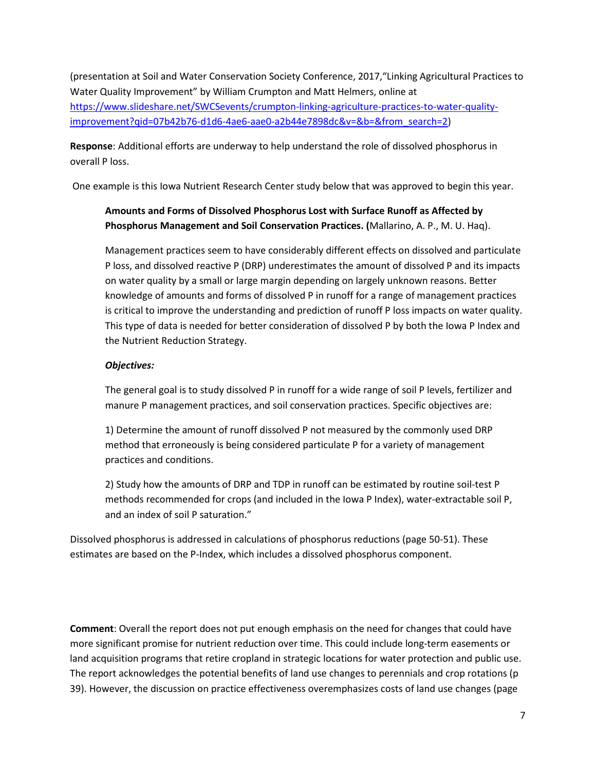(presentation at Soil and Water Conservation Society Conference, 2017,"Linking Agricultural Practices to Water Quality Improvement" by William Crumpton and Matt Helmers, online at [https://www.slideshare.net/SWCSevents/crumpton-linking-agriculture-practices-to-water-quality-improvement?qid=07b42b76-d1d6-4ae6-aae0-a2b44e7898dc&v=&b=&from_search=2](https://www.slideshare.net/SWCSevents/crumpton-linking-agriculture-practices-to-water-quality-improvement?qid=07b42b76-d1d6-4ae6-aae0-a2b44e7898dc&v=&b=&from_search=2))

**Response**: Additional efforts are underway to help understand the role of dissolved phosphorus in overall P loss.

One example is this Iowa Nutrient Research Center study below that was approved to begin this year.

> **Amounts and Forms of Dissolved Phosphorus Lost with Surface Runoff as Affected by Phosphorus Management and Soil Conservation Practices. (**Mallarino, A. P., M. U. Haq).
>
> Management practices seem to have considerably different effects on dissolved and particulate P loss, and dissolved reactive P (DRP) underestimates the amount of dissolved P and its impacts on water quality by a small or large margin depending on largely unknown reasons. Better knowledge of amounts and forms of dissolved P in runoff for a range of management practices is critical to improve the understanding and prediction of runoff P loss impacts on water quality. This type of data is needed for better consideration of dissolved P by both the Iowa P Index and the Nutrient Reduction Strategy.
>
> ***Objectives:***
>
> The general goal is to study dissolved P in runoff for a wide range of soil P levels, fertilizer and manure P management practices, and soil conservation practices. Specific objectives are:
>
> 1) Determine the amount of runoff dissolved P not measured by the commonly used DRP method that erroneously is being considered particulate P for a variety of management practices and conditions.
>
> 2) Study how the amounts of DRP and TDP in runoff can be estimated by routine soil-test P methods recommended for crops (and included in the Iowa P Index), water-extractable soil P, and an index of soil P saturation."

Dissolved phosphorus is addressed in calculations of phosphorus reductions (page 50-51). These estimates are based on the P-Index, which includes a dissolved phosphorus component.

**Comment**: Overall the report does not put enough emphasis on the need for changes that could have more significant promise for nutrient reduction over time. This could include long-term easements or land acquisition programs that retire cropland in strategic locations for water protection and public use. The report acknowledges the potential benefits of land use changes to perennials and crop rotations (p 39). However, the discussion on practice effectiveness overemphasizes costs of land use changes (page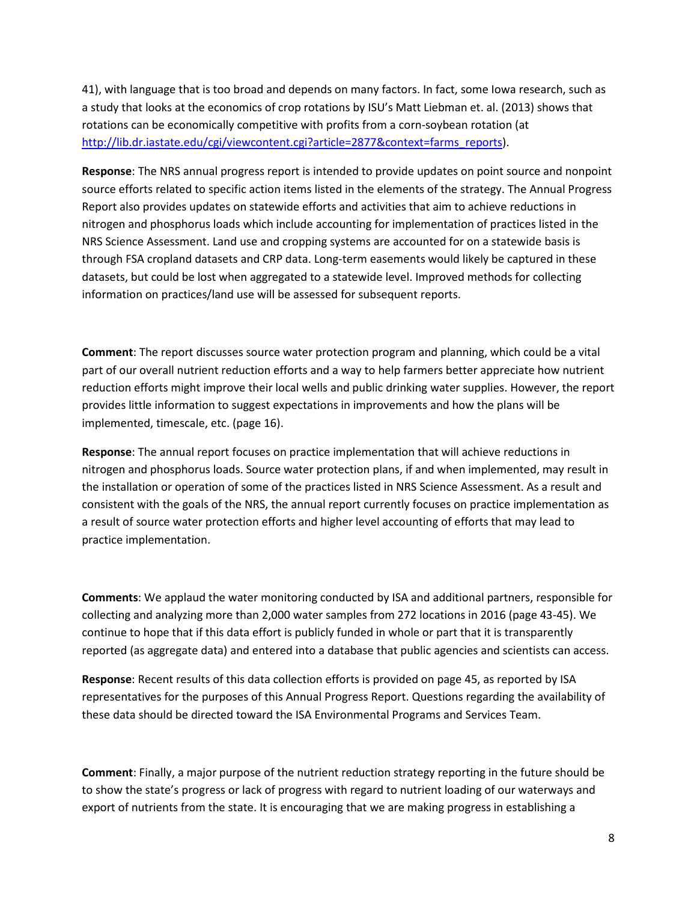41), with language that is too broad and depends on many factors. In fact, some Iowa research, such as a study that looks at the economics of crop rotations by ISU's Matt Liebman et. al. (2013) shows that rotations can be economically competitive with profits from a corn-soybean rotation (at http://lib.dr.iastate.edu/cgi/viewcontent.cgi?article=2877&context=farms_reports).

**Response**: The NRS annual progress report is intended to provide updates on point source and nonpoint source efforts related to specific action items listed in the elements of the strategy. The Annual Progress Report also provides updates on statewide efforts and activities that aim to achieve reductions in nitrogen and phosphorus loads which include accounting for implementation of practices listed in the NRS Science Assessment. Land use and cropping systems are accounted for on a statewide basis is through FSA cropland datasets and CRP data. Long-term easements would likely be captured in these datasets, but could be lost when aggregated to a statewide level. Improved methods for collecting information on practices/land use will be assessed for subsequent reports.

**Comment**: The report discusses source water protection program and planning, which could be a vital part of our overall nutrient reduction efforts and a way to help farmers better appreciate how nutrient reduction efforts might improve their local wells and public drinking water supplies. However, the report provides little information to suggest expectations in improvements and how the plans will be implemented, timescale, etc. (page 16).

**Response**: The annual report focuses on practice implementation that will achieve reductions in nitrogen and phosphorus loads. Source water protection plans, if and when implemented, may result in the installation or operation of some of the practices listed in NRS Science Assessment. As a result and consistent with the goals of the NRS, the annual report currently focuses on practice implementation as a result of source water protection efforts and higher level accounting of efforts that may lead to practice implementation.

**Comments**: We applaud the water monitoring conducted by ISA and additional partners, responsible for collecting and analyzing more than 2,000 water samples from 272 locations in 2016 (page 43-45). We continue to hope that if this data effort is publicly funded in whole or part that it is transparently reported (as aggregate data) and entered into a database that public agencies and scientists can access.

**Response**: Recent results of this data collection efforts is provided on page 45, as reported by ISA representatives for the purposes of this Annual Progress Report. Questions regarding the availability of these data should be directed toward the ISA Environmental Programs and Services Team.

**Comment**: Finally, a major purpose of the nutrient reduction strategy reporting in the future should be to show the state's progress or lack of progress with regard to nutrient loading of our waterways and export of nutrients from the state. It is encouraging that we are making progress in establishing a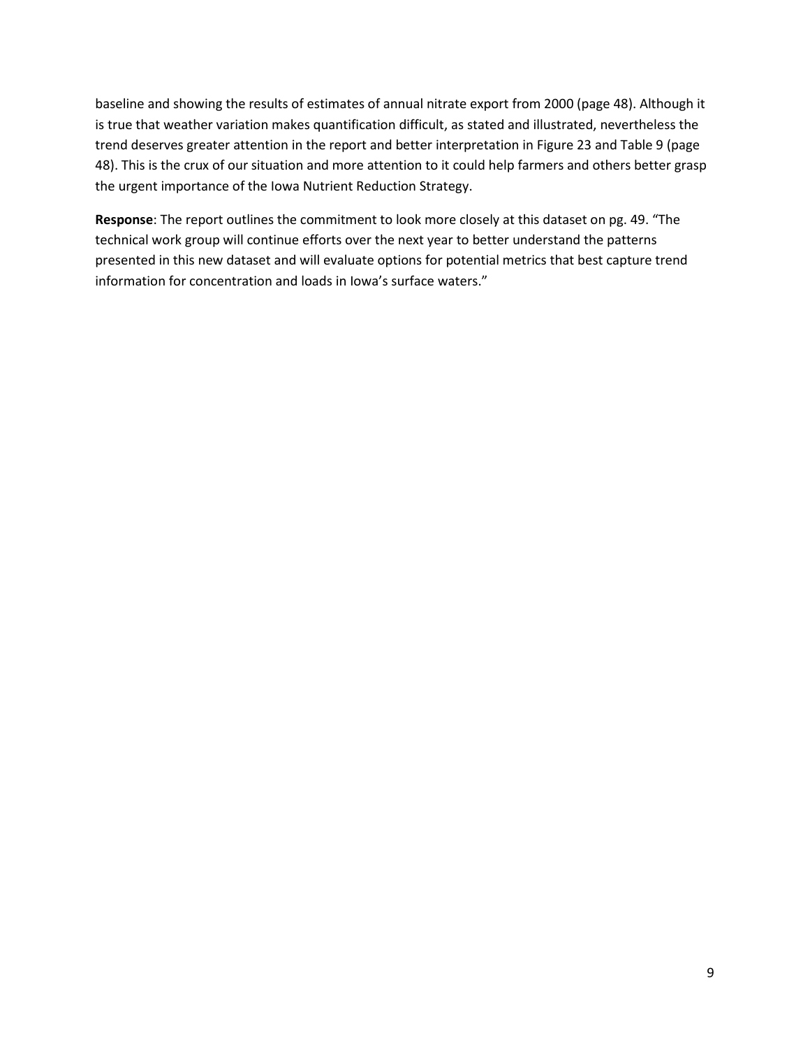baseline and showing the results of estimates of annual nitrate export from 2000 (page 48). Although it is true that weather variation makes quantification difficult, as stated and illustrated, nevertheless the trend deserves greater attention in the report and better interpretation in Figure 23 and Table 9 (page 48). This is the crux of our situation and more attention to it could help farmers and others better grasp the urgent importance of the Iowa Nutrient Reduction Strategy.

**Response**: The report outlines the commitment to look more closely at this dataset on pg. 49. "The technical work group will continue efforts over the next year to better understand the patterns presented in this new dataset and will evaluate options for potential metrics that best capture trend information for concentration and loads in Iowa's surface waters."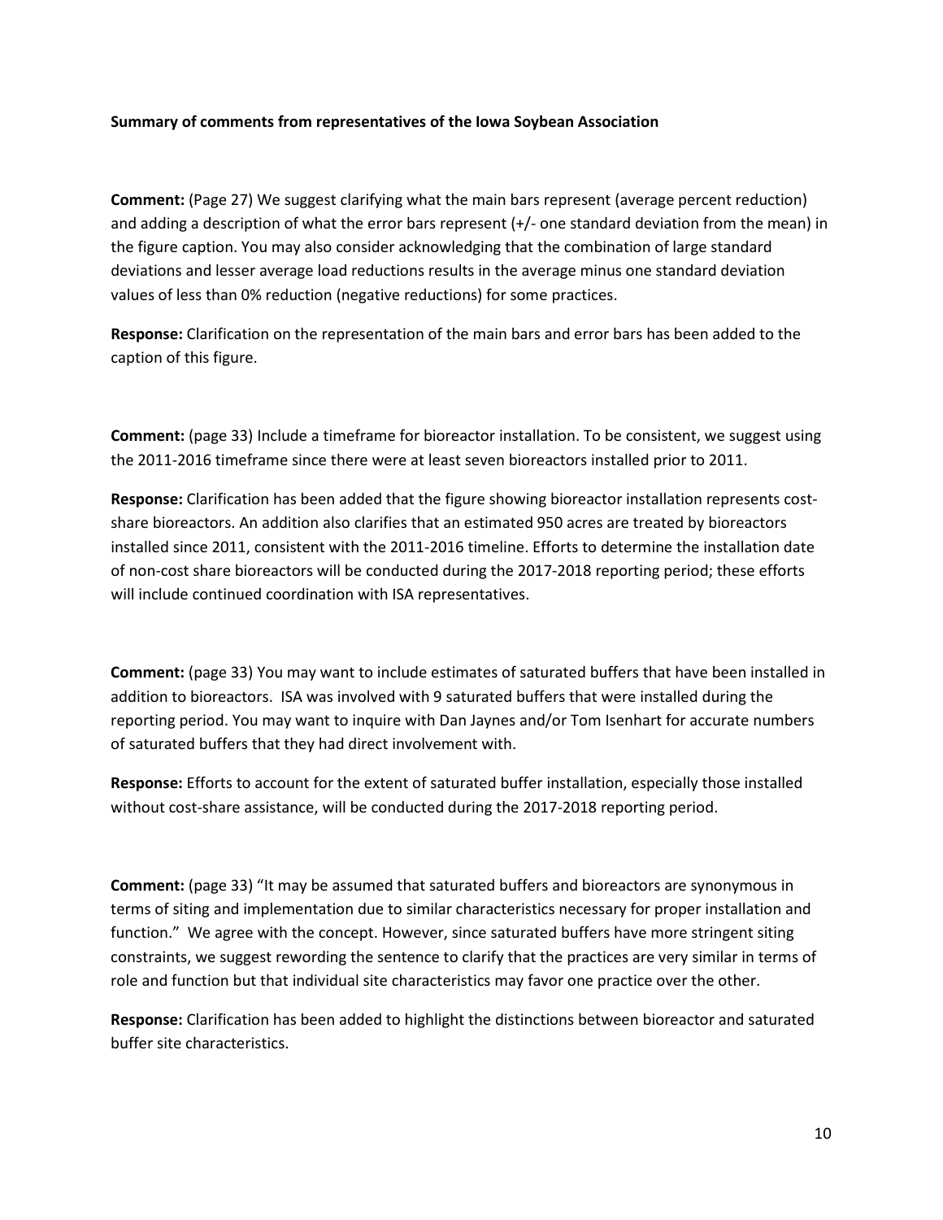**Summary of comments from representatives of the Iowa Soybean Association**

**Comment:** (Page 27) We suggest clarifying what the main bars represent (average percent reduction) and adding a description of what the error bars represent (+/- one standard deviation from the mean) in the figure caption. You may also consider acknowledging that the combination of large standard deviations and lesser average load reductions results in the average minus one standard deviation values of less than 0% reduction (negative reductions) for some practices.

**Response:** Clarification on the representation of the main bars and error bars has been added to the caption of this figure.

**Comment:** (page 33) Include a timeframe for bioreactor installation. To be consistent, we suggest using the 2011-2016 timeframe since there were at least seven bioreactors installed prior to 2011.

**Response:** Clarification has been added that the figure showing bioreactor installation represents cost-share bioreactors. An addition also clarifies that an estimated 950 acres are treated by bioreactors installed since 2011, consistent with the 2011-2016 timeline. Efforts to determine the installation date of non-cost share bioreactors will be conducted during the 2017-2018 reporting period; these efforts will include continued coordination with ISA representatives.

**Comment:** (page 33) You may want to include estimates of saturated buffers that have been installed in addition to bioreactors. ISA was involved with 9 saturated buffers that were installed during the reporting period. You may want to inquire with Dan Jaynes and/or Tom Isenhart for accurate numbers of saturated buffers that they had direct involvement with.

**Response:** Efforts to account for the extent of saturated buffer installation, especially those installed without cost-share assistance, will be conducted during the 2017-2018 reporting period.

**Comment:** (page 33) "It may be assumed that saturated buffers and bioreactors are synonymous in terms of siting and implementation due to similar characteristics necessary for proper installation and function." We agree with the concept. However, since saturated buffers have more stringent siting constraints, we suggest rewording the sentence to clarify that the practices are very similar in terms of role and function but that individual site characteristics may favor one practice over the other.

**Response:** Clarification has been added to highlight the distinctions between bioreactor and saturated buffer site characteristics.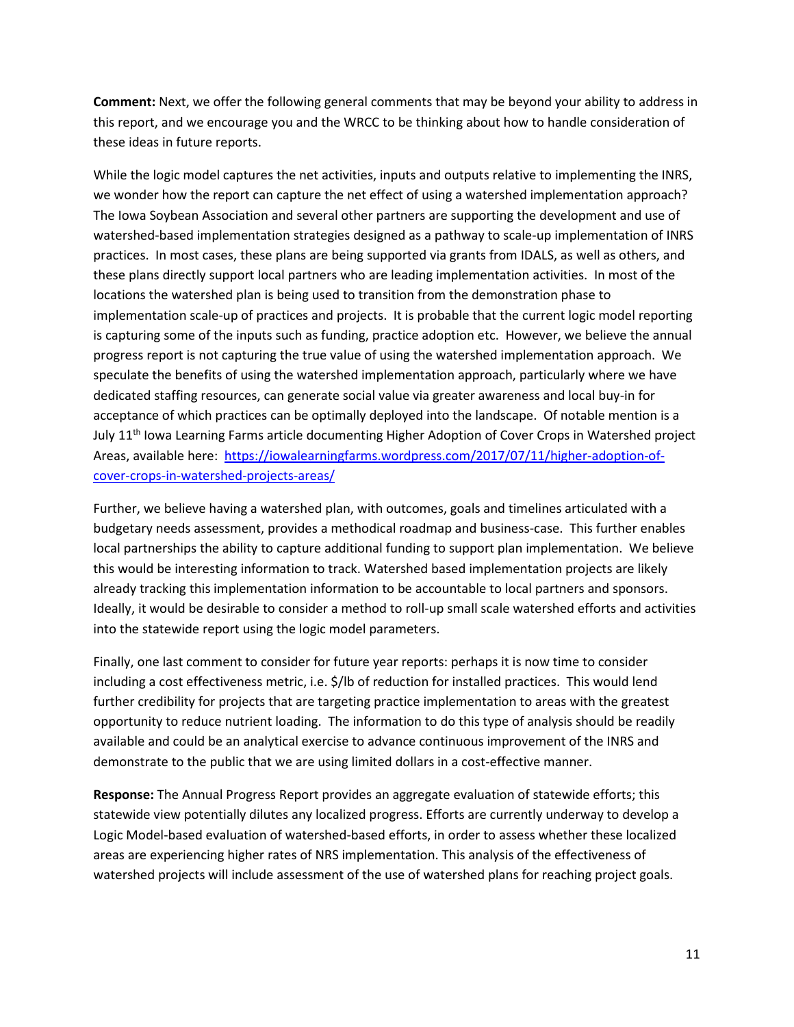**Comment:** Next, we offer the following general comments that may be beyond your ability to address in this report, and we encourage you and the WRCC to be thinking about how to handle consideration of these ideas in future reports.

While the logic model captures the net activities, inputs and outputs relative to implementing the INRS, we wonder how the report can capture the net effect of using a watershed implementation approach? The Iowa Soybean Association and several other partners are supporting the development and use of watershed-based implementation strategies designed as a pathway to scale-up implementation of INRS practices. In most cases, these plans are being supported via grants from IDALS, as well as others, and these plans directly support local partners who are leading implementation activities. In most of the locations the watershed plan is being used to transition from the demonstration phase to implementation scale-up of practices and projects. It is probable that the current logic model reporting is capturing some of the inputs such as funding, practice adoption etc. However, we believe the annual progress report is not capturing the true value of using the watershed implementation approach. We speculate the benefits of using the watershed implementation approach, particularly where we have dedicated staffing resources, can generate social value via greater awareness and local buy-in for acceptance of which practices can be optimally deployed into the landscape. Of notable mention is a July 11th Iowa Learning Farms article documenting Higher Adoption of Cover Crops in Watershed project Areas, available here: [https://iowalearningfarms.wordpress.com/2017/07/11/higher-adoption-of-cover-crops-in-watershed-projects-areas/](https://iowalearningfarms.wordpress.com/2017/07/11/higher-adoption-of-cover-crops-in-watershed-projects-areas/)

Further, we believe having a watershed plan, with outcomes, goals and timelines articulated with a budgetary needs assessment, provides a methodical roadmap and business-case. This further enables local partnerships the ability to capture additional funding to support plan implementation. We believe this would be interesting information to track. Watershed based implementation projects are likely already tracking this implementation information to be accountable to local partners and sponsors. Ideally, it would be desirable to consider a method to roll-up small scale watershed efforts and activities into the statewide report using the logic model parameters.

Finally, one last comment to consider for future year reports: perhaps it is now time to consider including a cost effectiveness metric, i.e. $/lb of reduction for installed practices. This would lend further credibility for projects that are targeting practice implementation to areas with the greatest opportunity to reduce nutrient loading. The information to do this type of analysis should be readily available and could be an analytical exercise to advance continuous improvement of the INRS and demonstrate to the public that we are using limited dollars in a cost-effective manner.

**Response:** The Annual Progress Report provides an aggregate evaluation of statewide efforts; this statewide view potentially dilutes any localized progress. Efforts are currently underway to develop a Logic Model-based evaluation of watershed-based efforts, in order to assess whether these localized areas are experiencing higher rates of NRS implementation. This analysis of the effectiveness of watershed projects will include assessment of the use of watershed plans for reaching project goals.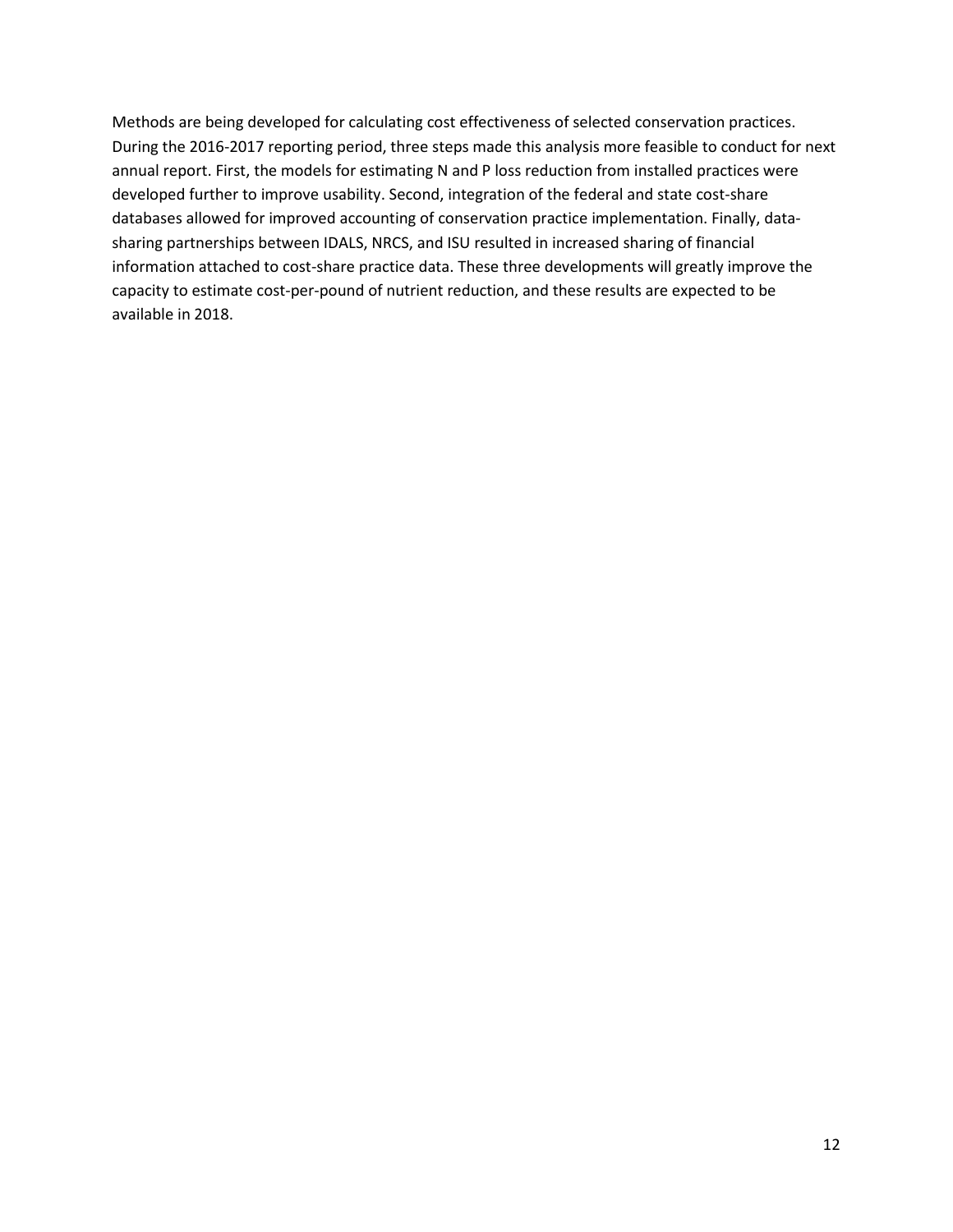Methods are being developed for calculating cost effectiveness of selected conservation practices. During the 2016-2017 reporting period, three steps made this analysis more feasible to conduct for next annual report. First, the models for estimating N and P loss reduction from installed practices were developed further to improve usability. Second, integration of the federal and state cost-share databases allowed for improved accounting of conservation practice implementation. Finally, data-sharing partnerships between IDALS, NRCS, and ISU resulted in increased sharing of financial information attached to cost-share practice data. These three developments will greatly improve the capacity to estimate cost-per-pound of nutrient reduction, and these results are expected to be available in 2018.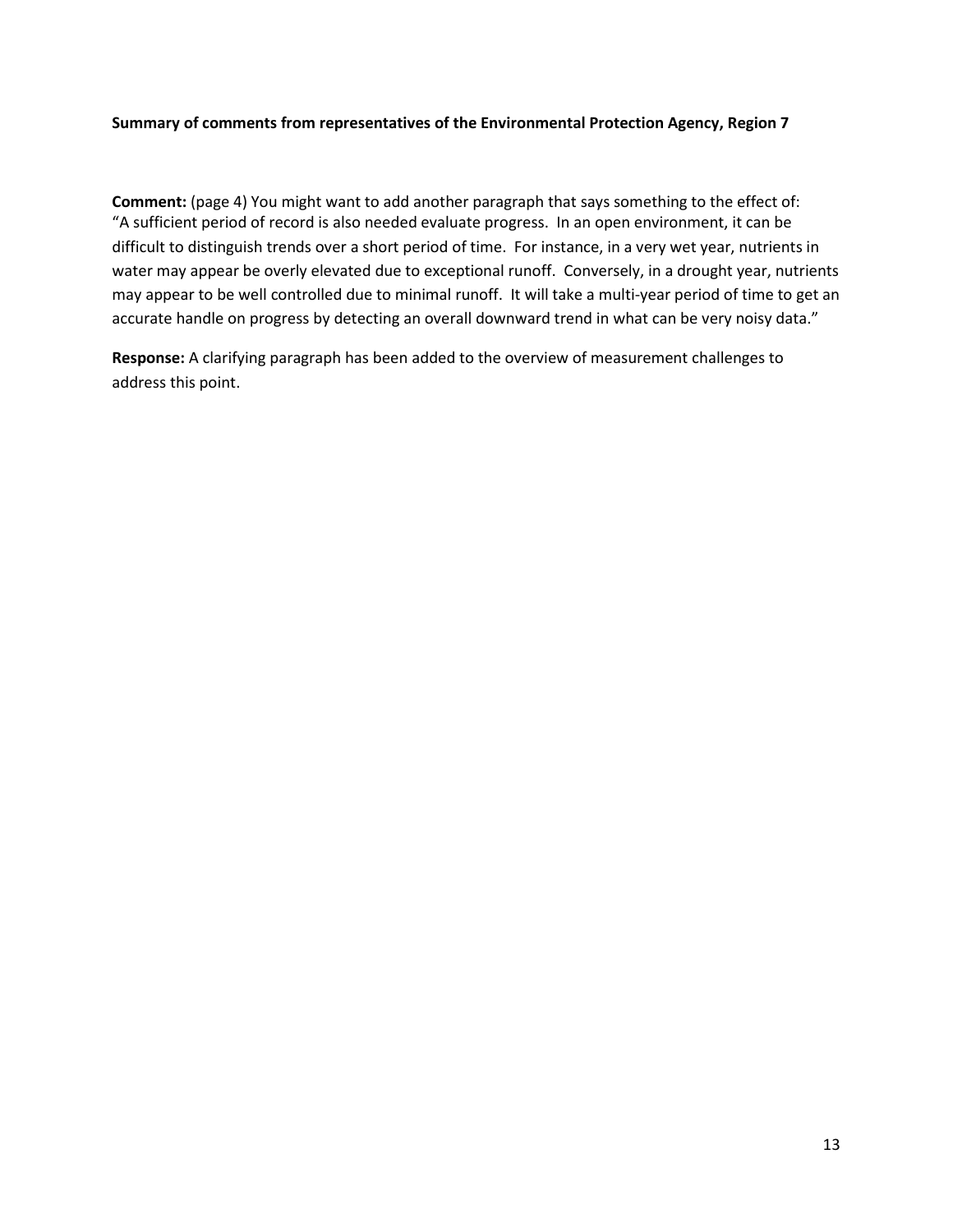**Summary of comments from representatives of the Environmental Protection Agency, Region 7**

**Comment:** (page 4) You might want to add another paragraph that says something to the effect of: "A sufficient period of record is also needed evaluate progress. In an open environment, it can be difficult to distinguish trends over a short period of time. For instance, in a very wet year, nutrients in water may appear be overly elevated due to exceptional runoff. Conversely, in a drought year, nutrients may appear to be well controlled due to minimal runoff. It will take a multi-year period of time to get an accurate handle on progress by detecting an overall downward trend in what can be very noisy data."

**Response:** A clarifying paragraph has been added to the overview of measurement challenges to address this point.